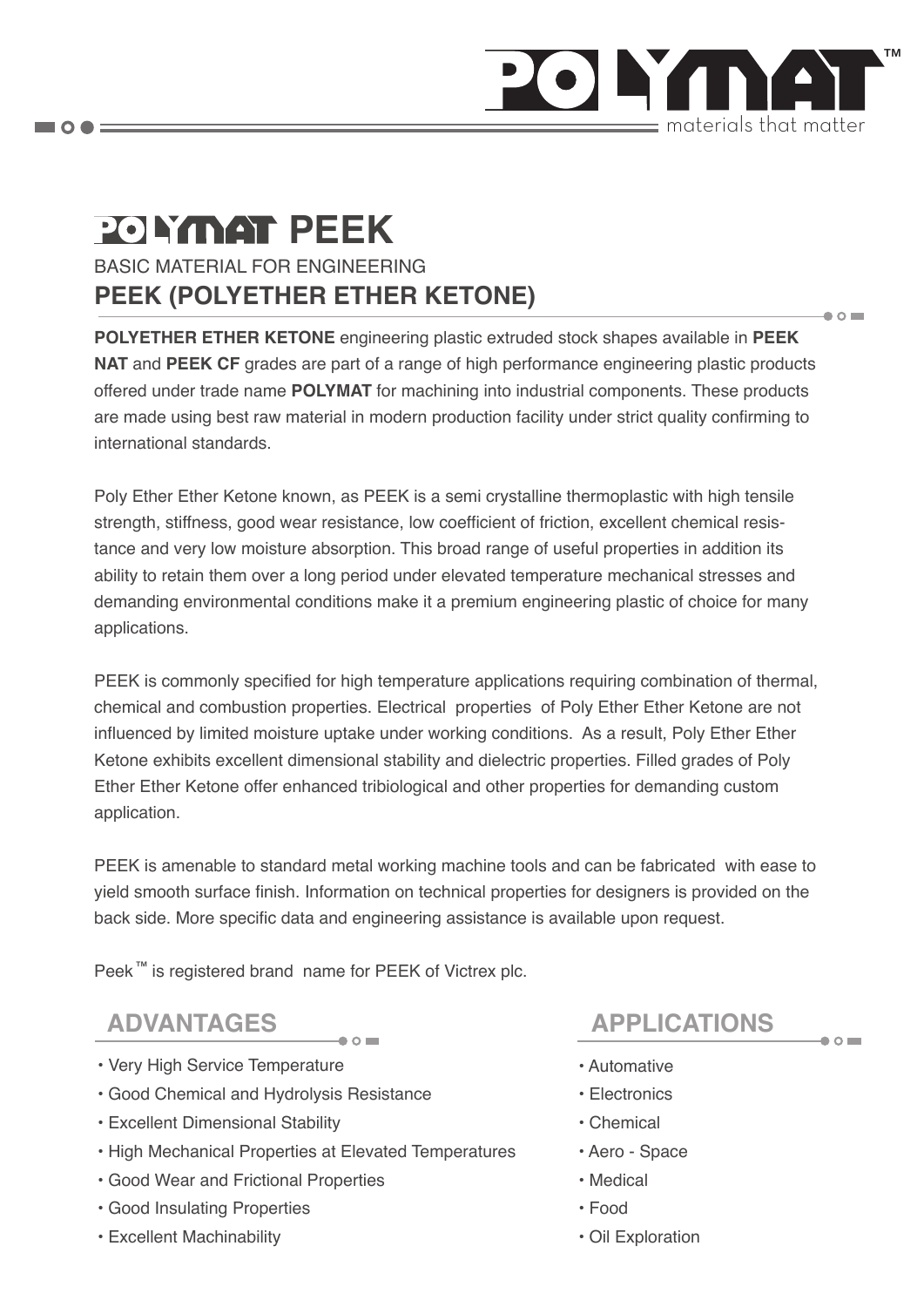# POLYMAT PEEK

BASIC MATERIAL FOR ENGINEERING

## PEEK (POLYETHER ETHER KETONE)

**POLYETHER ETHER KETONE** engineering plastic extruded stock shapes available in **PEEK NAT** and **PEEK CF** grades are part of a range of high performance engineering plastic products offered under trade name **POLYMAT** for machining into industrial components. These products are made using best raw material in modern production facility under strict quality confirming to international standards.

Poly Ether Ether Ketone known, as PEEK is a semi crystalline thermoplastic with high tensile strength, stiffness, good wear resistance, low coefficient of friction, excellent chemical resistance and very low moisture absorption. This broad range of useful properties in addition its ability to retain them over a long period under elevated temperature mechanical stresses and demanding environmental conditions make it a premium engineering plastic of choice for many applications.

PEEK is commonly specified for high temperature applications requiring combination of thermal, chemical and combustion properties. Electrical properties of Poly Ether Ether Ketone are not influenced by limited moisture uptake under working conditions. As a result, Poly Ether Ether Ketone exhibits excellent dimensional stability and dielectric properties. Filled grades of Poly Ether Ether Ketone offer enhanced tribiological and other properties for demanding custom application.

PEEK is amenable to standard metal working machine tools and can be fabricated with ease to yield smooth surface finish. Information on technical properties for designers is provided on the back side. More specific data and engineering assistance is available upon request.

Peek™ is registered brand name for PEEK of Victrex plc.

## ADVANTAGES

- Very High Service Temperature
- Good Chemical and Hydrolysis Resistance
- Excellent Dimensional Stability
- High Mechanical Properties at Elevated Temperatures
- Good Wear and Frictional Properties
- Good Insulating Properties
- Excellent Machinability

## APPLICATIONS

- Automative
- Electronics
- Chemical
- Aero - Space
- Medical
- Food
- Oil Exploration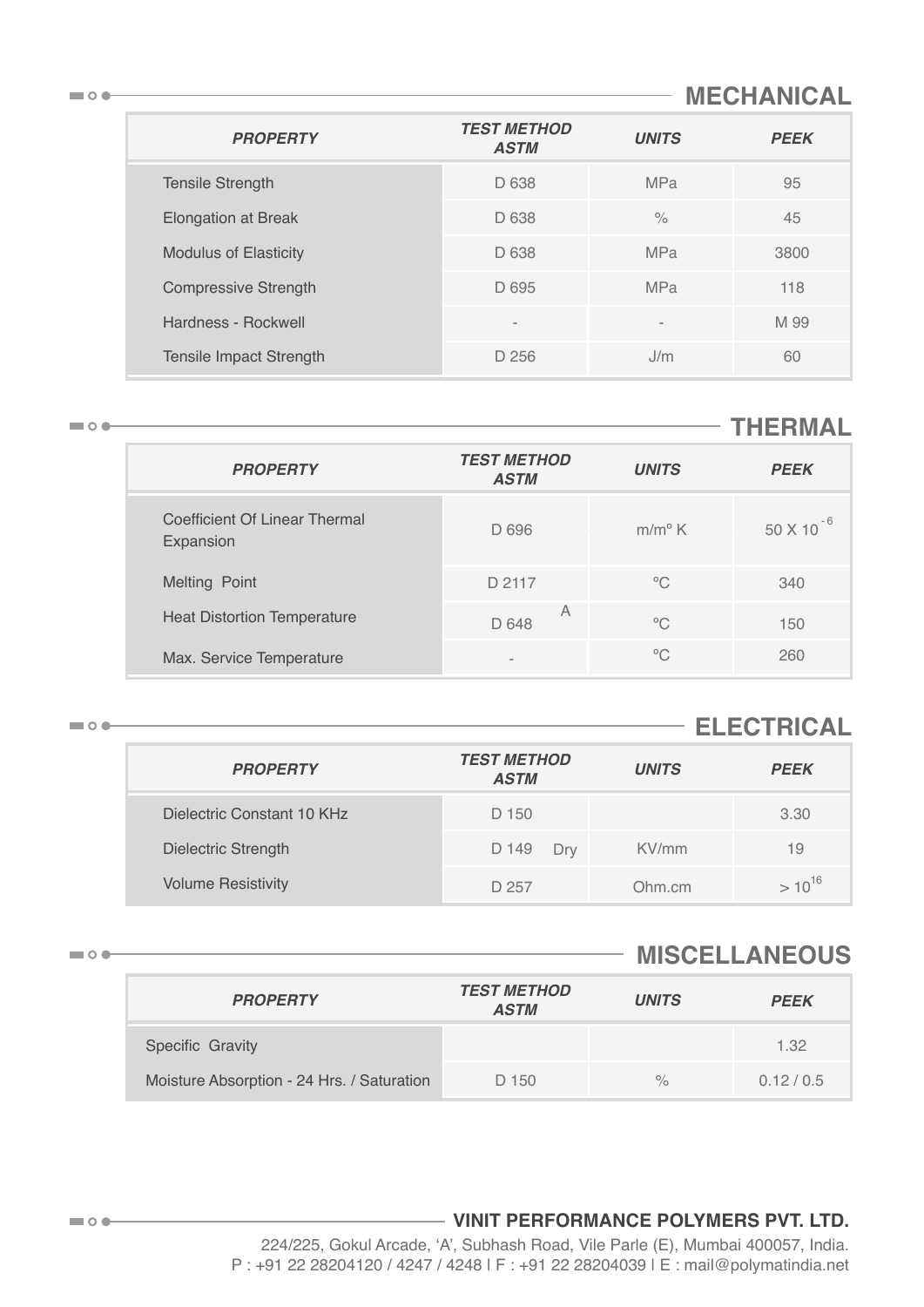## MECHANICAL

| PROPERTY | TEST METHOD ASTM | UNITS | PEEK |
|---|---|---|---|
| Tensile Strength | D 638 | MPa | 95 |
| Elongation at Break | D 638 | % | 45 |
| Modulus of Elasticity | D 638 | MPa | 3800 |
| Compressive Strength | D 695 | MPa | 118 |
| Hardness - Rockwell | - | - | M 99 |
| Tensile Impact Strength | D 256 | J/m | 60 |

## THERMAL

| PROPERTY | TEST METHOD ASTM | UNITS | PEEK |
|---|---|---|---|
| Coefficient Of Linear Thermal Expansion | D 696 | m/m° K | $50 \times 10^{-6}$ |
| Melting Point | D 2117 | °C | 340 |
| Heat Distortion Temperature | D 648 A | °C | 150 |
| Max. Service Temperature | - | °C | 260 |

## ELECTRICAL

| PROPERTY | TEST METHOD ASTM | UNITS | PEEK |
|---|---|---|---|
| Dielectric Constant 10 KHz | D 150 | | 3.30 |
| Dielectric Strength | D 149 Dry | KV/mm | 19 |
| Volume Resistivity | D 257 | Ohm.cm | $> 10^{16}$ |

## MISCELLANEOUS

| PROPERTY | TEST METHOD ASTM | UNITS | PEEK |
|---|---|---|---|
| Specific Gravity | | | 1.32 |
| Moisture Absorption - 24 Hrs. / Saturation | D 150 | % | 0.12 / 0.5 |

**VINIT PERFORMANCE POLYMERS PVT. LTD.**

224/225, Gokul Arcade, 'A', Subhash Road, Vile Parle (E), Mumbai 400057, India.
P : +91 22 28204120 / 4247 / 4248 I F : +91 22 28204039 I E : mail@polymatindia.net